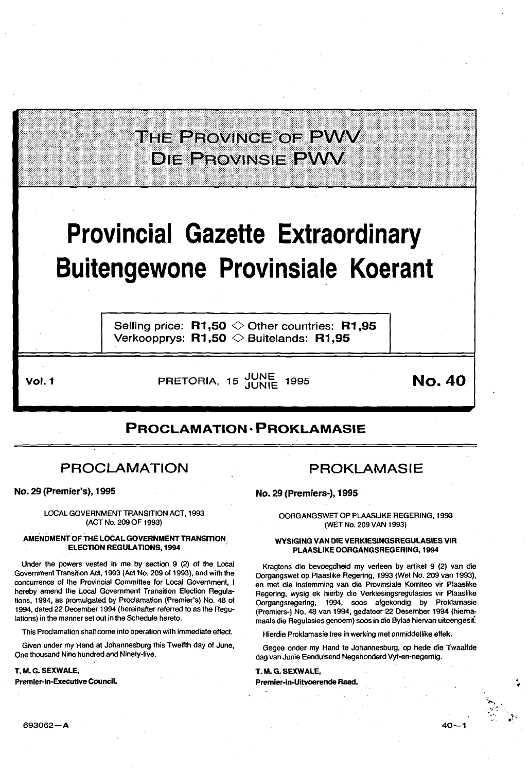# THE PROVINCE OF PWV
# DIE PROVINSIE PWV

# Provincial Gazette Extraordinary
# Buitengewone Provinsiale Koerant

Selling price: **R1,50** ◇ Other countries: **R1,95**
Verkoopprys: **R1,50** ◇ Buitelands: **R1,95**

**Vol. 1** PRETORIA, 15 JUNE JUNIE 1995 **No. 40**

## PROCLAMATION · PROKLAMASIE

### PROCLAMATION

**No. 29 (Premier's), 1995**

LOCAL GOVERNMENT TRANSITION ACT, 1993
(ACT No. 209 OF 1993)

**AMENDMENT OF THE LOCAL GOVERNMENT TRANSITION ELECTION REGULATIONS, 1994**

Under the powers vested in me by section 9 (2) of the Local Government Transition Act, 1993 (Act No. 209 of 1993), and with the concurrence of the Provincial Committee for Local Government, I hereby amend the Local Government Transition Election Regulations, 1994, as promulgated by Proclamation (Premier's) No. 48 of 1994, dated 22 December 1994 (hereinafter referred to as the Regulations) in the manner set out in the Schedule hereto.

This Proclamation shall come into operation with immediate effect.

Given under my Hand at Johannesburg this Twelfth day of June, One thousand Nine hundred and Ninety-five.

**T. M. G. SEXWALE,**
**Premier-in-Executive Council.**

### PROKLAMASIE

**No. 29 (Premiers-), 1995**

OORGANGSWET OP PLAASLIKE REGERING, 1993
(WET No. 209 VAN 1993)

**WYSIGING VAN DIE VERKIESINGSREGULASIES VIR PLAASLIKE OORGANGSREGERING, 1994**

Kragtens die bevoegdheid my verleen by artikel 9 (2) van die Oorgangswet op Plaaslike Regering, 1993 (Wet No. 209 van 1993), en met die instemming van die Provinsiale Komitee vir Plaaslike Regering, wysig ek hierby die Verkiesingsregulasies vir Plaaslike Oorgangsregering, 1994, soos afgekondig by Proklamasie (Premiers-) No. 48 van 1994, gedateer 22 Desember 1994 (hierna­maals die Regulasies genoem) soos in die Bylae hiervan uiteengesit.

Hierdie Proklamasie tree in werking met onmiddellike effek.

Gegee onder my Hand te Johannesburg, op hede die Twaalfde dag van Junie Eenduisend Negehonderd Vyf-en-negentig.

**T. M. G. SEXWALE,**
**Premier-in-Uitvoerende Raad.**

693062—A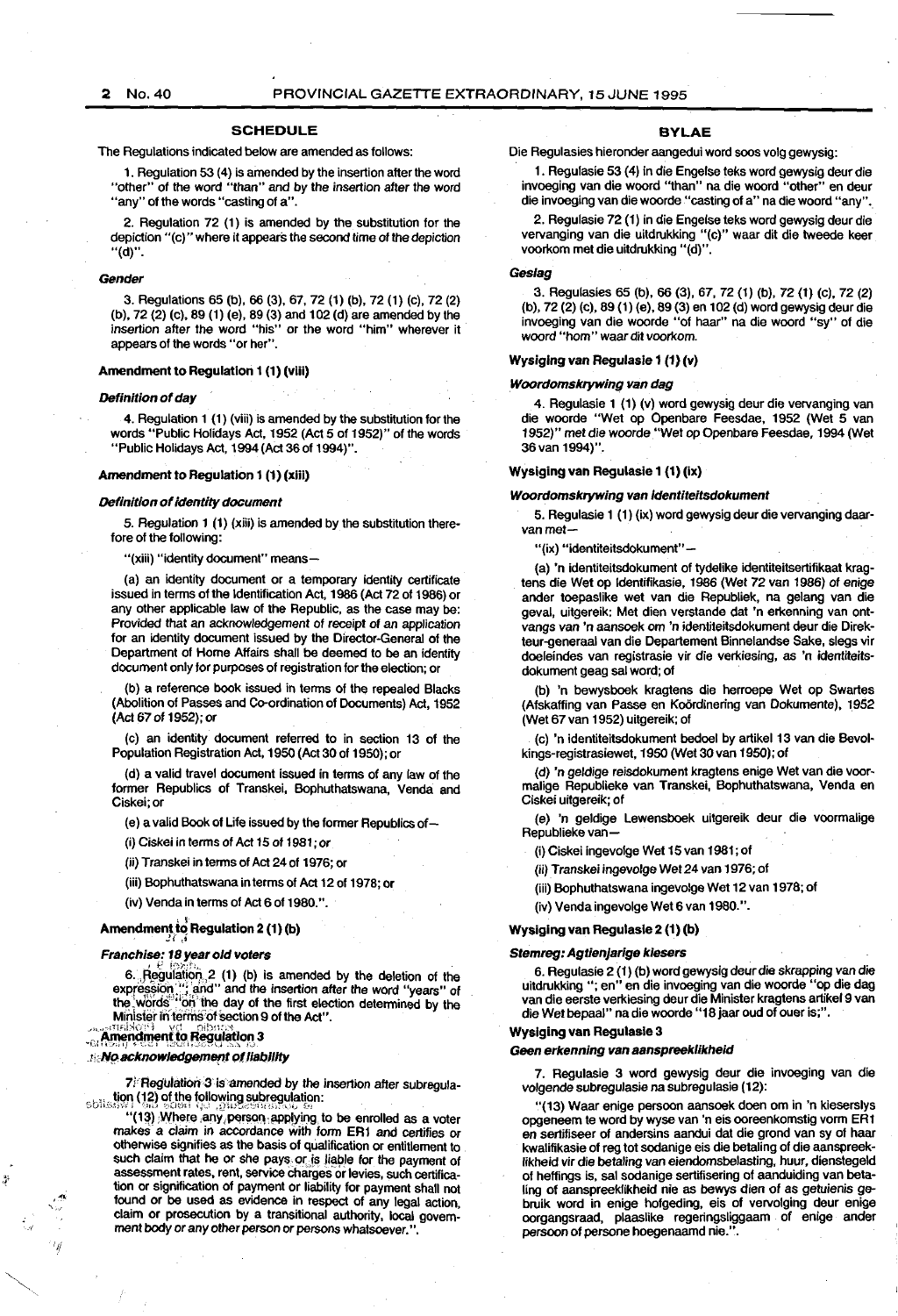## SCHEDULE

The Regulations indicated below are amended as follows:

1. Regulation 53 (4) is amended by the insertion after the word "other" of the word "than" and by the insertion after the word "any" of the words "casting of a".

2. Regulation 72 (1) is amended by the substitution for the depiction "(c)" where it appears the second time of the depiction "(d)".

***Gender***

3. Regulations 65 (b), 66 (3), 67, 72 (1) (b), 72 (1) (c), 72 (2) (b), 72 (2) (c), 89 (1) (e), 89 (3) and 102 (d) are amended by the insertion after the word "his" or the word "him" wherever it appears of the words "or her".

**Amendment to Regulation 1 (1) (viii)**

***Definition of day***

4. Regulation 1 (1) (viii) is amended by the substitution for the words "Public Holidays Act, 1952 (Act 5 of 1952)" of the words "Public Holidays Act, 1994 (Act 36 of 1994)".

**Amendment to Regulation 1 (1) (xiii)**

***Definition of identity document***

5. Regulation 1 (1) (xiii) is amended by the substitution therefore of the following:

"(xiii) "identity document" means—

(a) an identity document or a temporary identity certificate issued in terms of the Identification Act, 1986 (Act 72 of 1986) or any other applicable law of the Republic, as the case may be: Provided that an acknowledgement of receipt of an application for an identity document issued by the Director-General of the Department of Home Affairs shall be deemed to be an identity document only for purposes of registration for the election; or

(b) a reference book issued in terms of the repealed Blacks (Abolition of Passes and Co-ordination of Documents) Act, 1952 (Act 67 of 1952); or

(c) an identity document referred to in section 13 of the Population Registration Act, 1950 (Act 30 of 1950); or

(d) a valid travel document issued in terms of any law of the former Republics of Transkei, Bophuthatswana, Venda and Ciskei; or

(e) a valid Book of Life issued by the former Republics of—

(i) Ciskei in terms of Act 15 of 1981; or

(ii) Transkei in terms of Act 24 of 1976; or

(iii) Bophuthatswana in terms of Act 12 of 1978; or

(iv) Venda in terms of Act 6 of 1980.".

**Amendment to Regulation 2 (1) (b)**

***Franchise: 18 year old voters***

6. Regulation 2 (1) (b) is amended by the deletion of the expression "; and" and the insertion after the word "years" of the words "on the day of the first election determined by the Minister in terms of section 9 of the Act".

**Amendment to Regulation 3**

***No acknowledgement of liability***

7. Regulation 3 is amended by the insertion after subregulation (12) of the following subregulation:

"(13) Where any person applying to be enrolled as a voter makes a claim in accordance with form ER1 and certifies or otherwise signifies as the basis of qualification or entitlement to such claim that he or she pays or is liable for the payment of assessment rates, rent, service charges or levies, such certification or signification of payment or liability for payment shall not found or be used as evidence in respect of any legal action, claim or prosecution by a transitional authority, local government body or any other person or persons whatsoever.".

## BYLAE

Die Regulasies hieronder aangedui word soos volg gewysig:

1. Regulasie 53 (4) in die Engelse teks word gewysig deur die invoeging van die woord "than" na die woord "other" en deur die invoeging van die woorde "casting of a" na die woord "any".

2. Regulasie 72 (1) in die Engelse teks word gewysig deur die vervanging van die uitdrukking "(c)" waar dit die tweede keer voorkom met die uitdrukking "(d)".

***Geslag***

3. Regulasies 65 (b), 66 (3), 67, 72 (1) (b), 72 (1) (c), 72 (2) (b), 72 (2) (c), 89 (1) (e), 89 (3) en 102 (d) word gewysig deur die invoeging van die woorde "of haar" na die woord "sy" of die woord "hom" waar dit voorkom.

**Wysiging van Regulasie 1 (1) (v)**

***Woordomskrywing van dag***

4. Regulasie 1 (1) (v) word gewysig deur die vervanging van die woorde "Wet op Openbare Feesdae, 1952 (Wet 5 van 1952)" met die woorde "Wet op Openbare Feesdae, 1994 (Wet 36 van 1994)".

**Wysiging van Regulasie 1 (1) (ix)**

***Woordomskrywing van identiteitsdokument***

5. Regulasie 1 (1) (ix) word gewysig deur die vervanging daarvan met—

"(ix) "identiteitsdokument"—

(a) 'n identiteitsdokument of tydelike identiteitsertifikaat kragtens die Wet op Identifikasie, 1986 (Wet 72 van 1986) of enige ander toepaslike wet van die Republiek, na gelang van die geval, uitgereik: Met dien verstande dat 'n erkenning van ontvangs van 'n aansoek om 'n identiteitsdokument deur die Direkteur-generaal van die Departement Binnelandse Sake, slegs vir doeleindes van registrasie vir die verkiesing, as 'n identiteitsdokument geag sal word; of

(b) 'n bewysboek kragtens die herroepe Wet op Swartes (Afskaffing van Passe en Koördinering van Dokumente), 1952 (Wet 67 van 1952) uitgereik; of

(c) 'n identiteitsdokument bedoel by artikel 13 van die Bevolkings-registrasiewet, 1950 (Wet 30 van 1950); of

(d) 'n geldige reisdokument kragtens enige Wet van die voormalige Republieke van Transkei, Bophuthatswana, Venda en Ciskei uitgereik; of

(e) 'n geldige Lewensboek uitgereik deur die voormalige Republieke van—

(i) Ciskei ingevolge Wet 15 van 1981; of

(ii) Transkei ingevolge Wet 24 van 1976; of

(iii) Bophuthatswana ingevolge Wet 12 van 1978; of

(iv) Venda ingevolge Wet 6 van 1980.".

**Wysiging van Regulasie 2 (1) (b)**

***Stemreg: Agtienjarige kiesers***

6. Regulasie 2 (1) (b) word gewysig deur die skrapping van die uitdrukking "; en" en die invoeging van die woorde "op die dag van die eerste verkiesing deur die Minister kragtens artikel 9 van die Wet bepaal" na die woorde "18 jaar oud of ouer is;".

**Wysiging van Regulasie 3**

***Geen erkenning van aanspreeklikheid***

7. Regulasie 3 word gewysig deur die invoeging van die volgende subregulasie na subregulasie (12):

"(13) Waar enige persoon aansoek doen om in 'n kieserslys opgeneem te word by wyse van 'n eis ooreenkomstig vorm ER1 en sertifiseer of andersins aandui dat die grond van sy of haar kwalifikasie of reg tot sodanige eis die betaling of die aanspreeklikheid vir die betaling van eiendomsbelasting, huur, dienstegeld of heffings is, sal sodanige sertifisering of aanduiding van betaling of aanspreeklikheid nie as bewys dien of as getuienis gebruik word in enige hofgeding, eis of vervolging deur enige oorgangsraad, plaaslike regeringsliggaam of enige ander persoon of persone hoegenaamd nie.".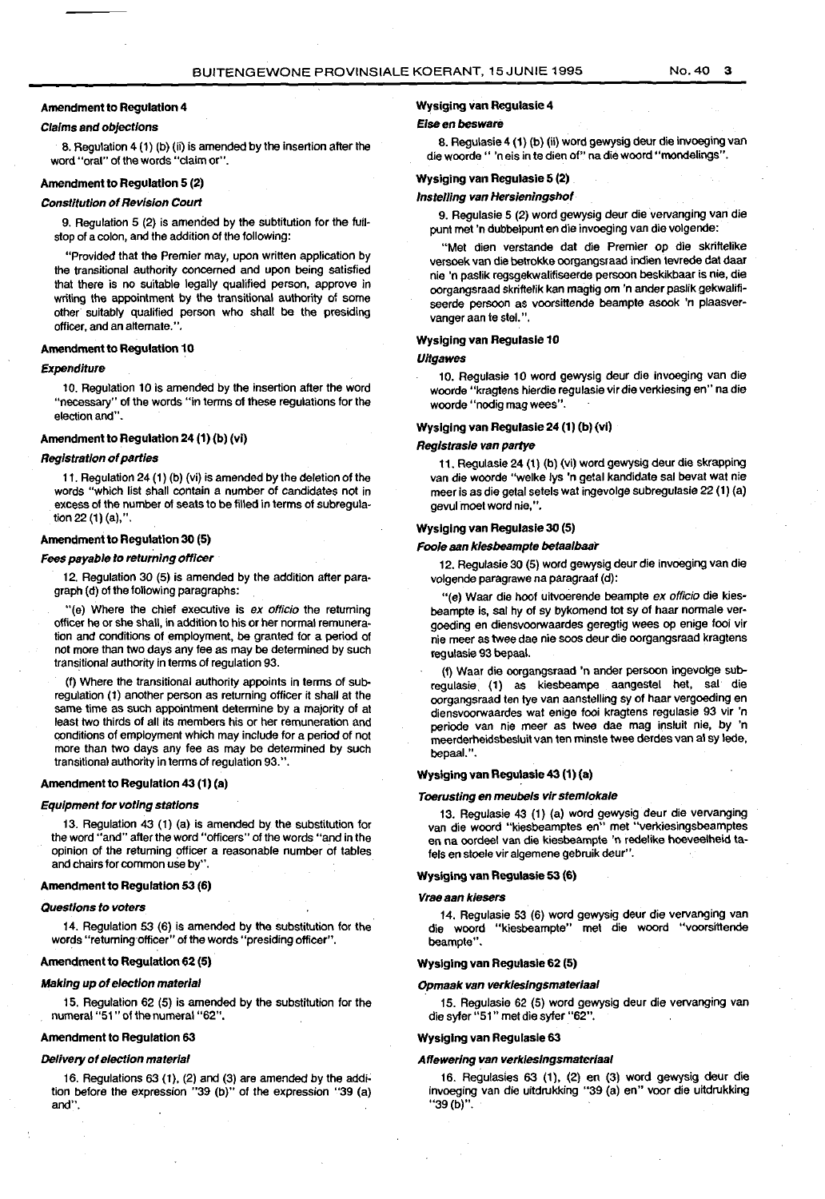### Amendment to Regulation 4

#### *Claims and objections*

8. Regulation 4 (1) (b) (ii) is amended by the insertion after the word "oral" of the words "claim or".

### Amendment to Regulation 5 (2)

#### *Constitution of Revision Court*

9. Regulation 5 (2) is amended by the subtitution for the fullstop of a colon, and the addition of the following:

"Provided that the Premier may, upon written application by the transitional authority concerned and upon being satisfied that there is no suitable legally qualified person, approve in writing the appointment by the transitional authority of some other suitably qualified person who shall be the presiding officer, and an alternate.".

### Amendment to Regulation 10

#### *Expenditure*

10. Regulation 10 is amended by the insertion after the word "necessary" of the words "in terms of these regulations for the election and".

### Amendment to Regulation 24 (1) (b) (vi)

#### *Registration of parties*

11. Regulation 24 (1) (b) (vi) is amended by the deletion of the words "which list shall contain a number of candidates not in excess of the number of seats to be filled in terms of subregulation 22 (1) (a),".

### Amendment to Regulation 30 (5)

#### *Fees payable to returning officer*

12. Regulation 30 (5) is amended by the addition after paragraph (d) of the following paragraphs:

"(e) Where the chief executive is *ex officio* the returning officer he or she shall, in addition to his or her normal remuneration and conditions of employment, be granted for a period of not more than two days any fee as may be determined by such transitional authority in terms of regulation 93.

(f) Where the transitional authority appoints in terms of subregulation (1) another person as returning officer it shall at the same time as such appointment determine by a majority of at least two thirds of all its members his or her remuneration and conditions of employment which may include for a period of not more than two days any fee as may be determined by such transitional authority in terms of regulation 93.".

### Amendment to Regulation 43 (1) (a)

#### *Equipment for voting stations*

13. Regulation 43 (1) (a) is amended by the substitution for the word "and" after the word "officers" of the words "and in the opinion of the returning officer a reasonable number of tables and chairs for common use by".

### Amendment to Regulation 53 (6)

#### *Questions to voters*

14. Regulation 53 (6) is amended by the substitution for the words "returning officer" of the words "presiding officer".

### Amendment to Regulation 62 (5)

#### *Making up of election material*

15. Regulation 62 (5) is amended by the substitution for the numeral "51" of the numeral "62".

### Amendment to Regulation 63

#### *Delivery of election material*

16. Regulations 63 (1), (2) and (3) are amended by the addition before the expression "39 (b)" of the expression "39 (a) and".

### Wysiging van Regulasie 4

#### *Eise en besware*

8. Regulasie 4 (1) (b) (ii) word gewysig deur die invoeging van die woorde " 'n eis in te dien of" na die woord "mondelings".

### Wysiging van Regulasie 5 (2)

#### *Instelling van Hersieningshof*

9. Regulasie 5 (2) word gewysig deur die vervanging van die punt met 'n dubbelpunt en die invoeging van die volgende:

"Met dien verstande dat die Premier op die skriftelike versoek van die betrokke oorgangsraad indien tevrede dat daar nie 'n paslik regsgekwalifiseerde persoon beskikbaar is nie, die oorgangsraad skriftelik kan magtig om 'n ander paslik gekwalifiseerde persoon as voorsittende beampte asook 'n plaasvervanger aan te stel.".

### Wysiging van Regulasie 10

#### *Uitgawes*

10. Regulasie 10 word gewysig deur die invoeging van die woorde "kragtens hierdie regulasie vir die verkiesing en" na die woorde "nodig mag wees".

### Wysiging van Regulasie 24 (1) (b) (vi)

#### *Registrasie van partye*

11. Regulasie 24 (1) (b) (vi) word gewysig deur die skrapping van die woorde "welke lys 'n getal kandidate sal bevat wat nie meer is as die getal setels wat ingevolge subregulasie 22 (1) (a) gevul moet word nie,".

### Wysiging van Regulasie 30 (5)

#### *Fooie aan kiesbeampte betaalbaar*

12. Regulasie 30 (5) word gewysig deur die invoeging van die volgende paragrawe na paragraaf (d):

"(e) Waar die hoof uitvoerende beampte *ex officio* die kiesbeampte is, sal hy of sy bykomend tot sy of haar normale vergoeding en diensvoorwaardes geregtig wees op enige fooi vir nie meer as twee dae nie soos deur die oorgangsraad kragtens regulasie 93 bepaal.

(f) Waar die oorgangsraad 'n ander persoon ingevolge subregulasie (1) as kiesbeampte aangestel het, sal die oorgangsraad ten tye van aanstelling sy of haar vergoeding en diensvoorwaardes wat enige fooi kragtens regulasie 93 vir 'n periode van nie meer as twee dae mag insluit nie, by 'n meerderheidsbesluit van ten minste twee derdes van al sy lede, bepaal.".

### Wysiging van Regulasie 43 (1) (a)

#### *Toerusting en meubels vir stemlokale*

13. Regulasie 43 (1) (a) word gewysig deur die vervanging van die woord "kiesbeamptes en" met "verkiesingsbeamptes en na oordeel van die kiesbeampte 'n redelike hoeveelheid tafels en stoele vir algemene gebruik deur".

### Wysiging van Regulasie 53 (6)

#### *Vrae aan kiesers*

14. Regulasie 53 (6) word gewysig deur die vervanging van die woord "kiesbeampte" met die woord "voorsittende beampte".

### Wysiging van Regulasie 62 (5)

#### *Opmaak van verkiesingsmateriaal*

15. Regulasie 62 (5) word gewysig deur die vervanging van die syfer "51" met die syfer "62".

### Wysiging van Regulasie 63

#### *Aflewering van verkiesingsmateriaal*

16. Regulasies 63 (1), (2) en (3) word gewysig deur die invoeging van die uitdrukking "39 (a) en" voor die uitdrukking "39 (b)".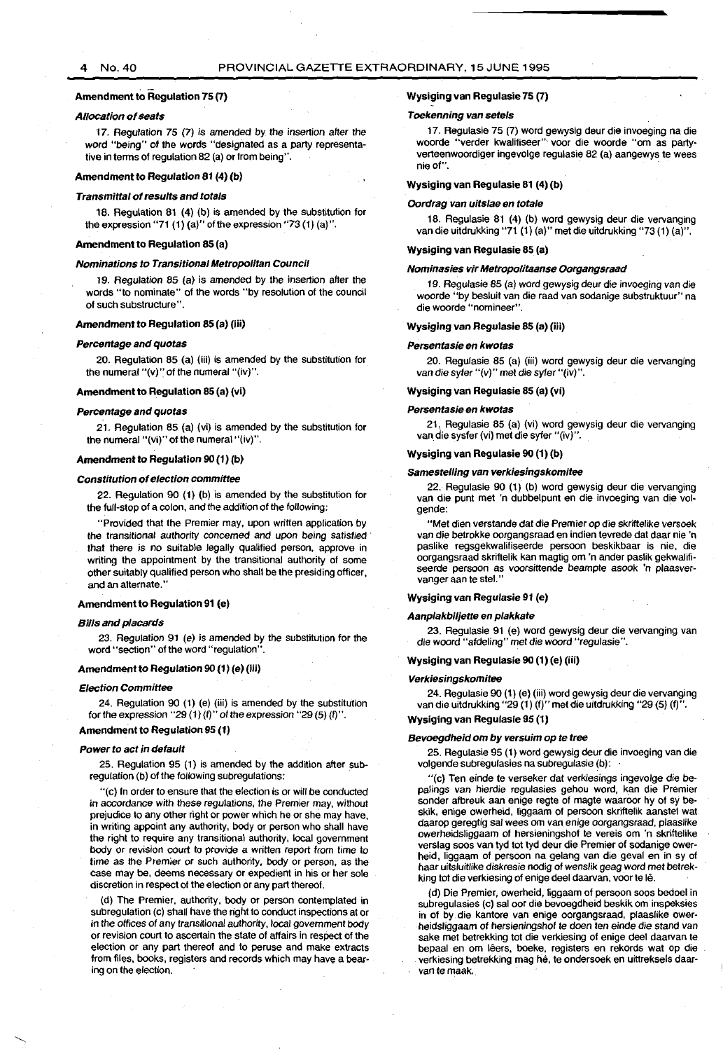### Amendment to Regulation 75 (7)

#### *Allocation of seats*

17. Regulation 75 (7) is amended by the insertion after the word "being" of the words "designated as a party representative in terms of regulation 82 (a) or from being".

### Amendment to Regulation 81 (4) (b)

#### *Transmittal of results and totals*

18. Regulation 81 (4) (b) is amended by the substitution for the expression "71 (1) (a)" of the expression "73 (1) (a)".

### Amendment to Regulation 85 (a)

#### *Nominations to Transitional Metropolitan Council*

19. Regulation 85 (a) is amended by the insertion after the words "to nominate" of the words "by resolution of the council of such substructure".

### Amendment to Regulation 85 (a) (iii)

#### *Percentage and quotas*

20. Regulation 85 (a) (iii) is amended by the substitution for the numeral "(v)" of the numeral "(iv)".

### Amendment to Regulation 85 (a) (vi)

#### *Percentage and quotas*

21. Regulation 85 (a) (vi) is amended by the substitution for the numeral "(vi)" of the numeral "(iv)".

### Amendment to Regulation 90 (1) (b)

#### *Constitution of election committee*

22. Regulation 90 (1) (b) is amended by the substitution for the full-stop of a colon, and the addition of the following:

"Provided that the Premier may, upon written application by the transitional authority concerned and upon being satisfied that there is no suitable legally qualified person, approve in writing the appointment by the transitional authority of some other suitably qualified person who shall be the presiding officer, and an alternate."

### Amendment to Regulation 91 (e)

#### *Bills and placards*

23. Regulation 91 (e) is amended by the substitution for the word "section" of the word "regulation".

### Amendment to Regulation 90 (1) (e) (iii)

#### *Election Committee*

24. Regulation 90 (1) (e) (iii) is amended by the substitution for the expression "29 (1) (f)" of the expression "29 (5) (f)".

### Amendment to Regulation 95 (1)

#### *Power to act in default*

25. Regulation 95 (1) is amended by the addition after subregulation (b) of the following subregulations:

"(c) In order to ensure that the election is or will be conducted in accordance with these regulations, the Premier may, without prejudice to any other right or power which he or she may have, in writing appoint any authority, body or person who shall have the right to require any transitional authority, local government body or revision court to provide a written report from time to time as the Premier or such authority, body or person, as the case may be, deems necessary or expedient in his or her sole discretion in respect of the election or any part thereof.

(d) The Premier, authority, body or person contemplated in subregulation (c) shall have the right to conduct inspections at or in the offices of any transitional authority, local government body or revision court to ascertain the state of affairs in respect of the election or any part thereof and to peruse and make extracts from files, books, registers and records which may have a bearing on the election.

### Wysiging van Regulasie 75 (7)

#### *Toekenning van setels*

17. Regulasie 75 (7) word gewysig deur die invoeging na die woorde "verder kwalifiseer" voor die woorde "om as partyverteenwoordiger ingevolge regulasie 82 (a) aangewys te wees nie of".

### Wysiging van Regulasie 81 (4) (b)

#### *Oordrag van uitslae en totale*

18. Regulasie 81 (4) (b) word gewysig deur die vervanging van die uitdrukking "71 (1) (a)" met die uitdrukking "73 (1) (a)".

### Wysiging van Regulasie 85 (a)

#### *Nominasies vir Metropolitaanse Oorgangsraad*

19. Regulasie 85 (a) word gewysig deur die invoeging van die woorde "by besluit van die raad van sodanige substruktuur" na die woorde "nomineer".

### Wysiging van Regulasie 85 (a) (iii)

#### *Persentasie en kwotas*

20. Regulasie 85 (a) (iii) word gewysig deur die vervanging van die syfer "(v)" met die syfer "(iv)".

### Wysiging van Regulasie 85 (a) (vi)

#### *Persentasie en kwotas*

21. Regulasie 85 (a) (vi) word gewysig deur die vervanging van die sysfer (vi) met die syfer "(iv)".

### Wysiging van Regulasie 90 (1) (b)

#### *Samestelling van verkiesingskomitee*

22. Regulasie 90 (1) (b) word gewysig deur die vervanging van die punt met 'n dubbelpunt en die invoeging van die volgende:

"Met dien verstande dat die Premier op die skriftelike versoek van die betrokke oorgangsraad en indien tevrede dat daar nie 'n paslike regsgekwalifiseerde persoon beskikbaar is nie, die oorgangsraad skriftelik kan magtig om 'n ander paslik gekwalifiseerde persoon as voorsittende beampte asook 'n plaasvervanger aan te stel."

### Wysiging van Regulasie 91 (e)

#### *Aanplakbiljette en plakkate*

23. Regulasie 91 (e) word gewysig deur die vervanging van die woord "afdeling" met die woord "regulasie".

### Wysiging van Regulasie 90 (1) (e) (iii)

#### *Verkiesingskomitee*

24. Regulasie 90 (1) (e) (iii) word gewysig deur die vervanging van die uitdrukking "29 (1) (f)" met die uitdrukking "29 (5) (f)".

### Wysiging van Regulasie 95 (1)

#### *Bevoegdheid om by versuim op te tree*

25. Regulasie 95 (1) word gewysig deur die invoeging van die volgende subregulasies na subregulasie (b):

"(c) Ten einde te verseker dat verkiesings ingevolge die bepalings van hierdie regulasies gehou word, kan die Premier sonder afbreuk aan enige regte of magte waaroor hy of sy beskik, enige owerheid, liggaam of persoon skriftelik aanstel wat daarop geregtig sal wees om van enige oorgangsraad, plaaslike owerheidsliggaam of hersieningshof te vereis om 'n skriftelike verslag soos van tyd tot tyd deur die Premier of sodanige owerheid, liggaam of persoon na gelang van die geval en in sy of haar uitsluitlike diskresie nodig of wenslik geag word met betrekking tot die verkiesing of enige deel daarvan, voor te lê.

(d) Die Premier, owerheid, liggaam of persoon soos bedoel in subregulasies (c) sal oor die bevoegdheid beskik om inspeksies in of by die kantore van enige oorgangsraad, plaaslike owerheidsliggaam of hersieningshof te doen ten einde die stand van sake met betrekking tot die verkiesing of enige deel daarvan te bepaal en om lêers, boeke, registers en rekords wat op die verkiesing betrekking mag hê, te ondersoek en uittreksels daarvan te maak.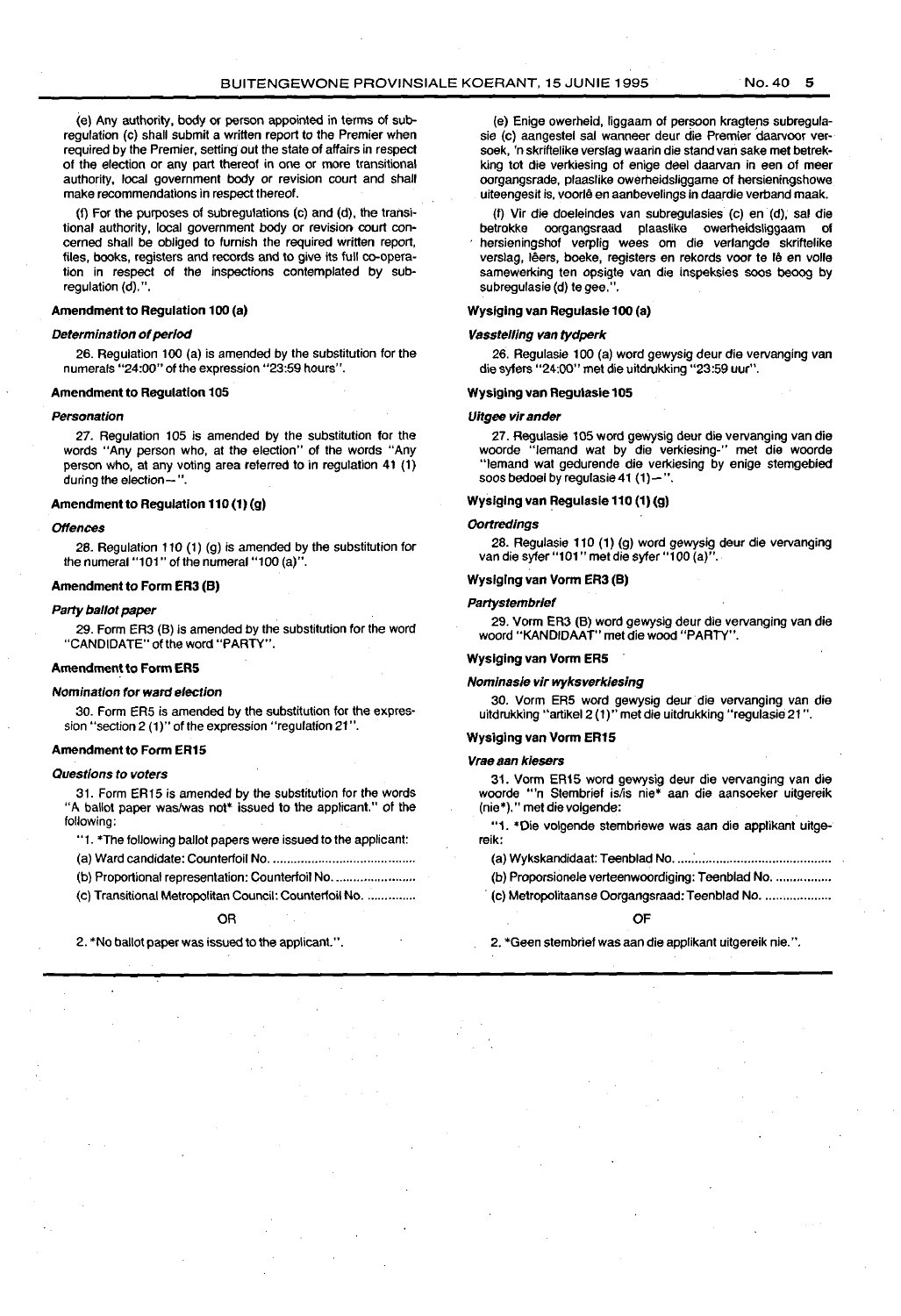(e) Any authority, body or person appointed in terms of subregulation (c) shall submit a written report to the Premier when required by the Premier, setting out the state of affairs in respect of the election or any part thereof in one or more transitional authority, local government body or revision court and shall make recommendations in respect thereof.

(f) For the purposes of subregulations (c) and (d), the transitional authority, local government body or revision court concerned shall be obliged to furnish the required written report, files, books, registers and records and to give its full co-operation in respect of the inspections contemplated by subregulation (d).".

### Amendment to Regulation 100 (a)

#### *Determination of period*

26. Regulation 100 (a) is amended by the substitution for the numerals "24:00" of the expression "23:59 hours".

### Amendment to Regulation 105

#### *Personation*

27. Regulation 105 is amended by the substitution for the words "Any person who, at the election" of the words "Any person who, at any voting area referred to in regulation 41 (1) during the election—".

### Amendment to Regulation 110 (1) (g)

#### *Offences*

28. Regulation 110 (1) (g) is amended by the substitution for the numeral "101" of the numeral "100 (a)".

### Amendment to Form ER3 (B)

#### *Party ballot paper*

29. Form ER3 (B) is amended by the substitution for the word "CANDIDATE" of the word "PARTY".

### Amendment to Form ER5

#### *Nomination for ward election*

30. Form ER5 is amended by the substitution for the expression "section 2 (1)" of the expression "regulation 21".

### Amendment to Form ER15

#### *Questions to voters*

31. Form ER15 is amended by the substitution for the words "A ballot paper was/was not* issued to the applicant." of the following:

"1. *The following ballot papers were issued to the applicant:

(a) Ward candidate: Counterfoil No. ........................................

(b) Proportional representation: Counterfoil No. ........................

(c) Transitional Metropolitan Council: Counterfoil No. ..............

OR

2. *No ballot paper was issued to the applicant.".

(e) Enige owerheid, liggaam of persoon kragtens subregulasie (c) aangestel sal wanneer deur die Premier daarvoor versoek, 'n skriftelike verslag waarin die stand van sake met betrekking tot die verkiesing of enige deel daarvan in een of meer oorgangsrade, plaaslike owerheidsliggame of hersieningshowe uiteengesit is, voorlê en aanbevelings in daardie verband maak.

(f) Vir die doeleindes van subregulasies (c) en (d), sal die betrokke oorgangsraad plaaslike owerheidsliggaam of hersieningshof verplig wees om die verlangde skriftelike verslag, lêers, boeke, registers en rekords voor te lê en volle samewerking ten opsigte van die inspeksies soos beoog by subregulasie (d) te gee.".

### Wysiging van Regulasie 100 (a)

#### *Vasstelling van tydperk*

26. Regulasie 100 (a) word gewysig deur die vervanging van die syfers "24:00" met die uitdrukking "23:59 uur".

### Wysiging van Regulasie 105

#### *Uitgee vir ander*

27. Regulasie 105 word gewysig deur die vervanging van die woorde "Iemand wat by die verkiesing-" met die woorde "Iemand wat gedurende die verkiesing by enige stemgebied soos bedoel by regulasie 41 (1)—".

### Wysiging van Regulasie 110 (1) (g)

#### *Oortredings*

28. Regulasie 110 (1) (g) word gewysig deur die vervanging van die syfer "101" met die syfer "100 (a)".

### Wysiging van Vorm ER3 (B)

#### *Partystembrief*

29. Vorm ER3 (B) word gewysig deur die vervanging van die woord "KANDIDAAT" met die wood "PARTY".

### Wysiging van Vorm ER5

#### *Nominasie vir wyksverkiesing*

30. Vorm ER5 word gewysig deur die vervanging van die uitdrukking "artikel 2 (1)" met die uitdrukking "regulasie 21".

### Wysiging van Vorm ER15

#### *Vrae aan kiesers*

31. Vorm ER15 word gewysig deur die vervanging van die woorde "'n Stembrief is/is nie* aan die aansoeker uitgereik (nie*)." met die volgende:

"1. *Die volgende stembriewe was aan die applikant uitgereik:

(a) Wykskandidaat: Teenblad No. ........................................

(b) Proporsionele verteenwoordiging: Teenblad No. ................

(c) Metropolitaanse Oorgangsraad: Teenblad No. ...................

OF

2. *Geen stembrief was aan die applikant uitgereik nie.".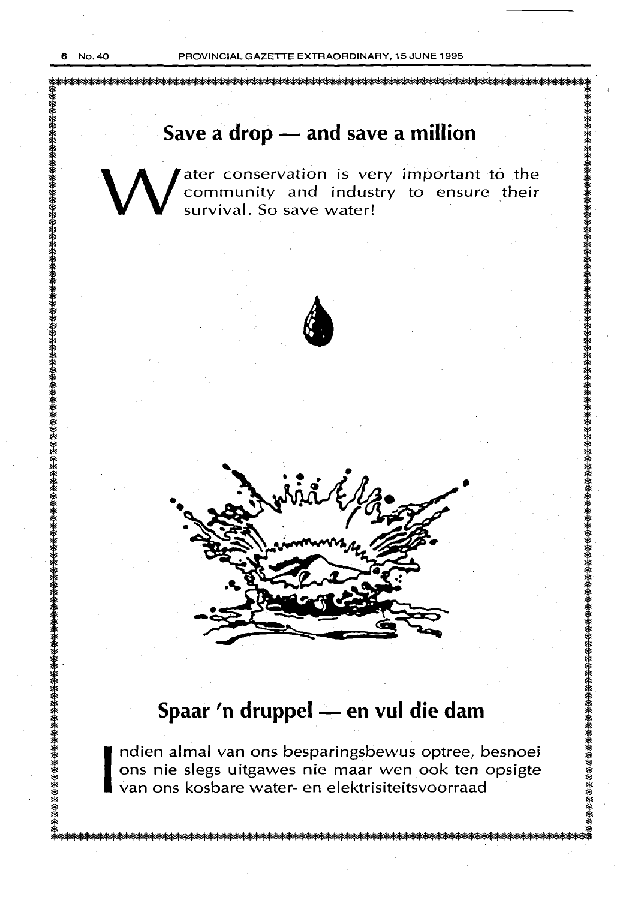## Save a drop — and save a million

Water conservation is very important to the community and industry to ensure their survival. So save water!

## Spaar 'n druppel — en vul die dam

Indien almal van ons besparingsbewus optree, besnoei ons nie slegs uitgawes nie maar wen ook ten opsigte van ons kosbare water- en elektrisiteitsvoorraad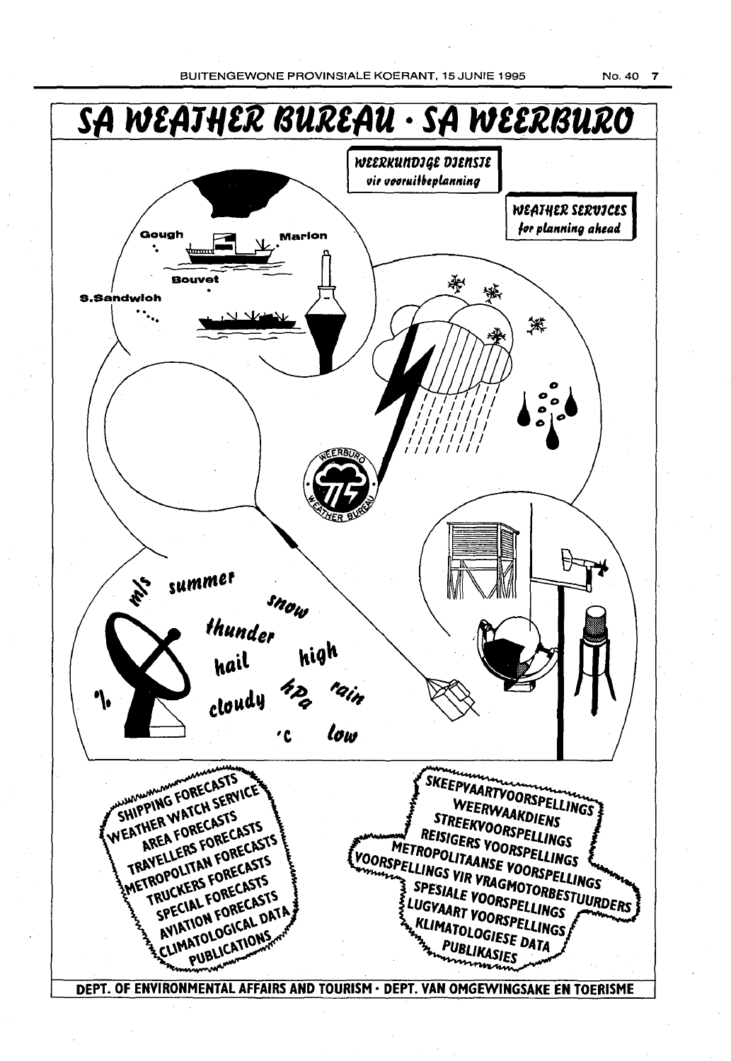# SA WEATHER BUREAU · SA WEERBURO

**WEERKUNDIGE DIENSTE**
*vir vooruitbeplanning*

**WEATHER SERVICES**
*for planning ahead*

Gough

Marion

Bouvet

S.Sandwich

summer

snow

thunder

hail

high

cloudy

hPa

rain

°C

low

m/s

%

SHIPPING FORECASTS
WEATHER WATCH SERVICE
AREA FORECASTS
TRAVELLERS FORECASTS
METROPOLITAN FORECASTS
TRUCKERS FORECASTS
SPECIAL FORECASTS
AVIATION FORECASTS
CLIMATOLOGICAL DATA
PUBLICATIONS

SKEEPVAARTVOORSPELLINGS
WEERWAAKDIENS
STREEKVOORSPELLINGS
REISIGERS VOORSPELLINGS
METROPOLITAANSE VOORSPELLINGS
VOORSPELLINGS VIR VRAGMOTORBESTUURDERS
SPESIALE VOORSPELLINGS
LUGVAART VOORSPELLINGS
KLIMATOLOGIESE DATA
PUBLIKASIES

**DEPT. OF ENVIRONMENTAL AFFAIRS AND TOURISM · DEPT. VAN OMGEWINGSAKE EN TOERISME**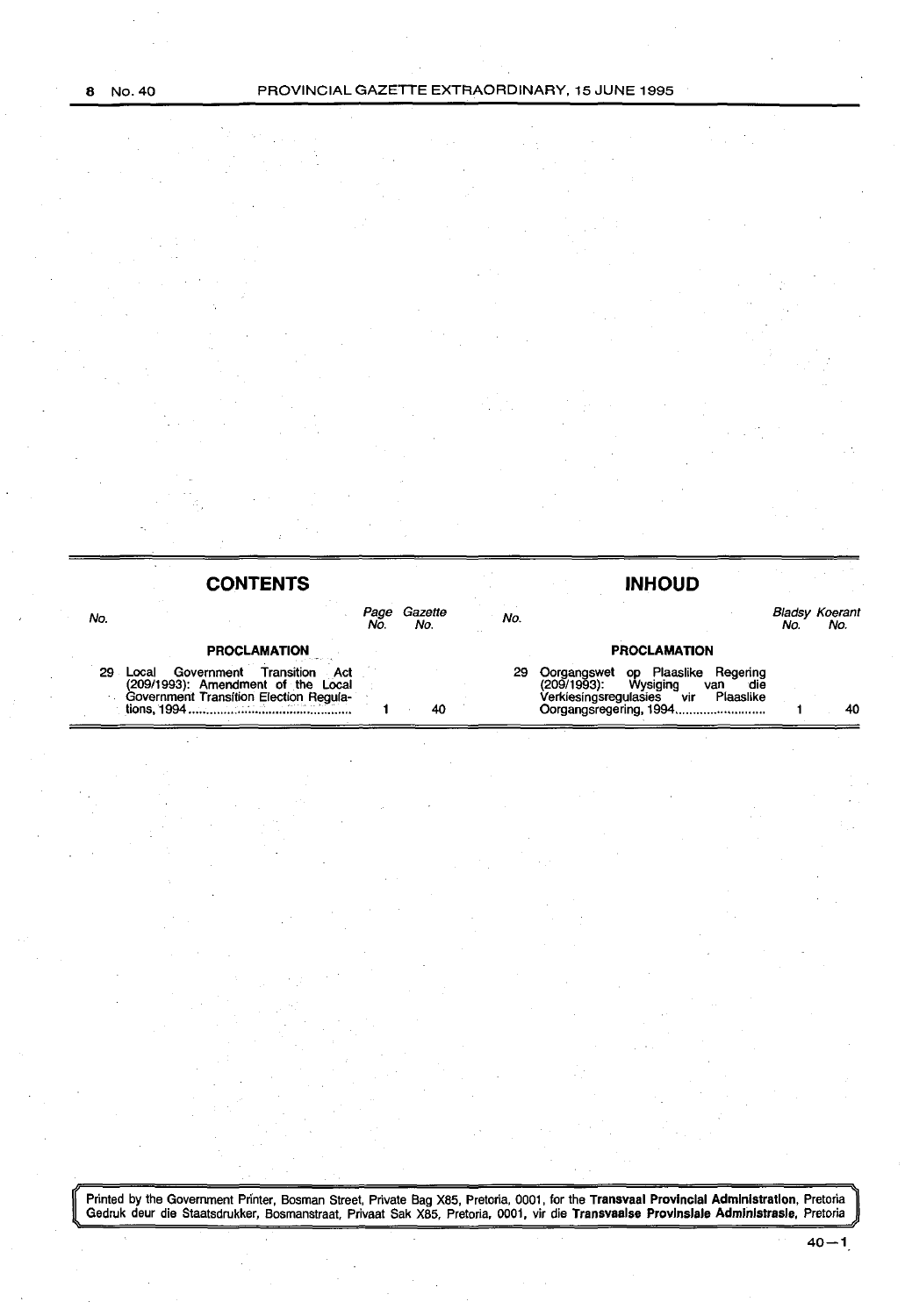## CONTENTS

| No. | | Page No. | Gazette No. |
|---|---|---|---|
| | **PROCLAMATION** | | |
| 29 | Local Government Transition Act (209/1993): Amendment of the Local Government Transition Election Regulations, 1994 | 1 | 40 |

## INHOUD

| No. | | Bladsy No. | Koerant No. |
|---|---|---|---|
| | **PROCLAMATION** | | |
| 29 | Oorgangswet op Plaaslike Regering (209/1993): Wysiging van die Verkiesingsregulasies vir Plaaslike Oorgangsregering, 1994 | 1 | 40 |

Printed by the Government Printer, Bosman Street, Private Bag X85, Pretoria, 0001, for the **Transvaal Provincial Administration**, Pretoria
Gedruk deur die Staatsdrukker, Bosmanstraat, Privaat Sak X85, Pretoria, 0001, vir die **Transvaalse Provinsiale Administrasie**, Pretoria

40—1